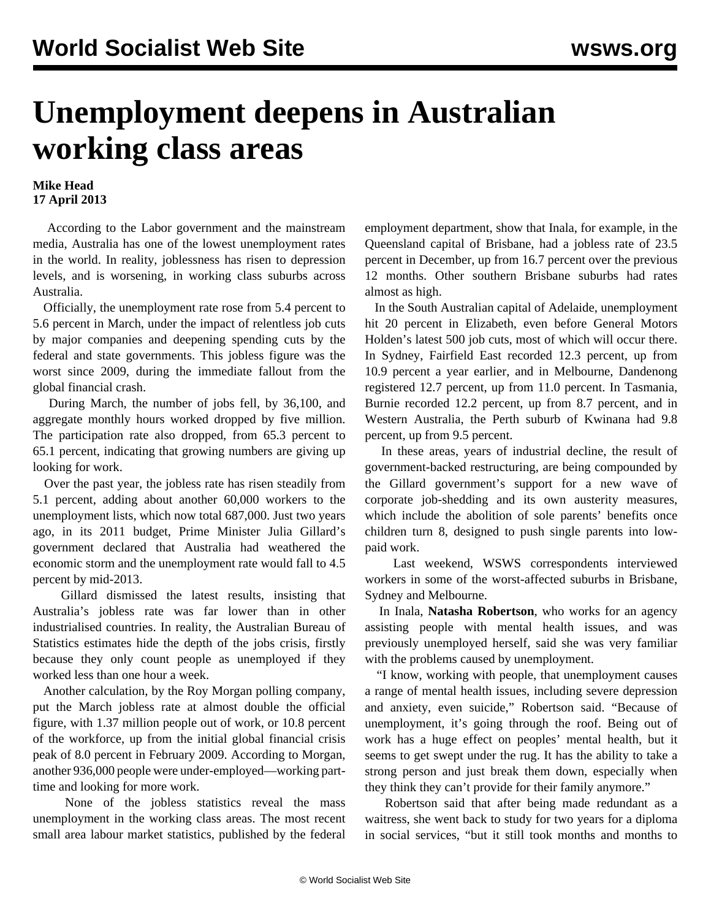# Unemployment deepens in Australian working class areas

**Mike Head**
**17 April 2013**

According to the Labor government and the mainstream media, Australia has one of the lowest unemployment rates in the world. In reality, joblessness has risen to depression levels, and is worsening, in working class suburbs across Australia.

Officially, the unemployment rate rose from 5.4 percent to 5.6 percent in March, under the impact of relentless job cuts by major companies and deepening spending cuts by the federal and state governments. This jobless figure was the worst since 2009, during the immediate fallout from the global financial crash.

During March, the number of jobs fell, by 36,100, and aggregate monthly hours worked dropped by five million. The participation rate also dropped, from 65.3 percent to 65.1 percent, indicating that growing numbers are giving up looking for work.

Over the past year, the jobless rate has risen steadily from 5.1 percent, adding about another 60,000 workers to the unemployment lists, which now total 687,000. Just two years ago, in its 2011 budget, Prime Minister Julia Gillard's government declared that Australia had weathered the economic storm and the unemployment rate would fall to 4.5 percent by mid-2013.

Gillard dismissed the latest results, insisting that Australia's jobless rate was far lower than in other industrialised countries. In reality, the Australian Bureau of Statistics estimates hide the depth of the jobs crisis, firstly because they only count people as unemployed if they worked less than one hour a week.

Another calculation, by the Roy Morgan polling company, put the March jobless rate at almost double the official figure, with 1.37 million people out of work, or 10.8 percent of the workforce, up from the initial global financial crisis peak of 8.0 percent in February 2009. According to Morgan, another 936,000 people were under-employed—working part-time and looking for more work.

None of the jobless statistics reveal the mass unemployment in the working class areas. The most recent small area labour market statistics, published by the federal employment department, show that Inala, for example, in the Queensland capital of Brisbane, had a jobless rate of 23.5 percent in December, up from 16.7 percent over the previous 12 months. Other southern Brisbane suburbs had rates almost as high.

In the South Australian capital of Adelaide, unemployment hit 20 percent in Elizabeth, even before General Motors Holden's latest 500 job cuts, most of which will occur there. In Sydney, Fairfield East recorded 12.3 percent, up from 10.9 percent a year earlier, and in Melbourne, Dandenong registered 12.7 percent, up from 11.0 percent. In Tasmania, Burnie recorded 12.2 percent, up from 8.7 percent, and in Western Australia, the Perth suburb of Kwinana had 9.8 percent, up from 9.5 percent.

In these areas, years of industrial decline, the result of government-backed restructuring, are being compounded by the Gillard government's support for a new wave of corporate job-shedding and its own austerity measures, which include the abolition of sole parents' benefits once children turn 8, designed to push single parents into low-paid work.

Last weekend, WSWS correspondents interviewed workers in some of the worst-affected suburbs in Brisbane, Sydney and Melbourne.

In Inala, **Natasha Robertson**, who works for an agency assisting people with mental health issues, and was previously unemployed herself, said she was very familiar with the problems caused by unemployment.

"I know, working with people, that unemployment causes a range of mental health issues, including severe depression and anxiety, even suicide," Robertson said. "Because of unemployment, it's going through the roof. Being out of work has a huge effect on peoples' mental health, but it seems to get swept under the rug. It has the ability to take a strong person and just break them down, especially when they think they can't provide for their family anymore."

Robertson said that after being made redundant as a waitress, she went back to study for two years for a diploma in social services, "but it still took months and months to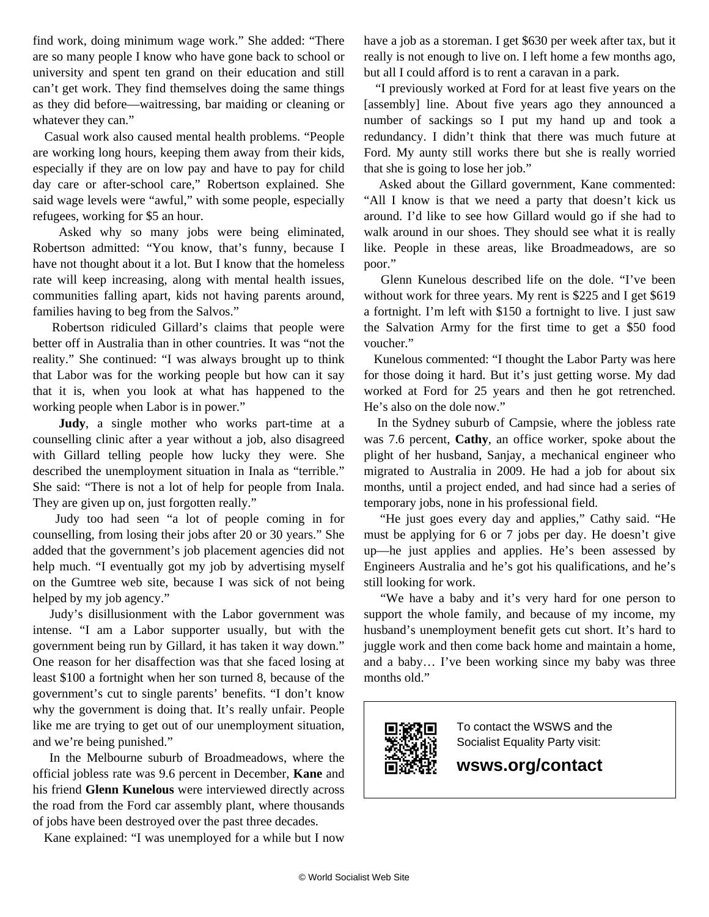find work, doing minimum wage work." She added: "There are so many people I know who have gone back to school or university and spent ten grand on their education and still can't get work. They find themselves doing the same things as they did before—waitressing, bar maiding or cleaning or whatever they can."

Casual work also caused mental health problems. "People are working long hours, keeping them away from their kids, especially if they are on low pay and have to pay for child day care or after-school care," Robertson explained. She said wage levels were "awful," with some people, especially refugees, working for $5 an hour.

Asked why so many jobs were being eliminated, Robertson admitted: "You know, that's funny, because I have not thought about it a lot. But I know that the homeless rate will keep increasing, along with mental health issues, communities falling apart, kids not having parents around, families having to beg from the Salvos."

Robertson ridiculed Gillard's claims that people were better off in Australia than in other countries. It was "not the reality." She continued: "I was always brought up to think that Labor was for the working people but how can it say that it is, when you look at what has happened to the working people when Labor is in power."

**Judy**, a single mother who works part-time at a counselling clinic after a year without a job, also disagreed with Gillard telling people how lucky they were. She described the unemployment situation in Inala as "terrible." She said: "There is not a lot of help for people from Inala. They are given up on, just forgotten really."

Judy too had seen "a lot of people coming in for counselling, from losing their jobs after 20 or 30 years." She added that the government's job placement agencies did not help much. "I eventually got my job by advertising myself on the Gumtree web site, because I was sick of not being helped by my job agency."

Judy's disillusionment with the Labor government was intense. "I am a Labor supporter usually, but with the government being run by Gillard, it has taken it way down." One reason for her disaffection was that she faced losing at least $100 a fortnight when her son turned 8, because of the government's cut to single parents' benefits. "I don't know why the government is doing that. It's really unfair. People like me are trying to get out of our unemployment situation, and we're being punished."

In the Melbourne suburb of Broadmeadows, where the official jobless rate was 9.6 percent in December, **Kane** and his friend **Glenn Kunelous** were interviewed directly across the road from the Ford car assembly plant, where thousands of jobs have been destroyed over the past three decades.

Kane explained: "I was unemployed for a while but I now have a job as a storeman. I get $630 per week after tax, but it really is not enough to live on. I left home a few months ago, but all I could afford is to rent a caravan in a park.

"I previously worked at Ford for at least five years on the [assembly] line. About five years ago they announced a number of sackings so I put my hand up and took a redundancy. I didn't think that there was much future at Ford. My aunty still works there but she is really worried that she is going to lose her job."

Asked about the Gillard government, Kane commented: "All I know is that we need a party that doesn't kick us around. I'd like to see how Gillard would go if she had to walk around in our shoes. They should see what it is really like. People in these areas, like Broadmeadows, are so poor."

Glenn Kunelous described life on the dole. "I've been without work for three years. My rent is $225 and I get $619 a fortnight. I'm left with $150 a fortnight to live. I just saw the Salvation Army for the first time to get a $50 food voucher."

Kunelous commented: "I thought the Labor Party was here for those doing it hard. But it's just getting worse. My dad worked at Ford for 25 years and then he got retrenched. He's also on the dole now."

In the Sydney suburb of Campsie, where the jobless rate was 7.6 percent, **Cathy**, an office worker, spoke about the plight of her husband, Sanjay, a mechanical engineer who migrated to Australia in 2009. He had a job for about six months, until a project ended, and had since had a series of temporary jobs, none in his professional field.

"He just goes every day and applies," Cathy said. "He must be applying for 6 or 7 jobs per day. He doesn't give up—he just applies and applies. He's been assessed by Engineers Australia and he's got his qualifications, and he's still looking for work.

"We have a baby and it's very hard for one person to support the whole family, and because of my income, my husband's unemployment benefit gets cut short. It's hard to juggle work and then come back home and maintain a home, and a baby… I've been working since my baby was three months old."

To contact the WSWS and the Socialist Equality Party visit:

**wsws.org/contact**